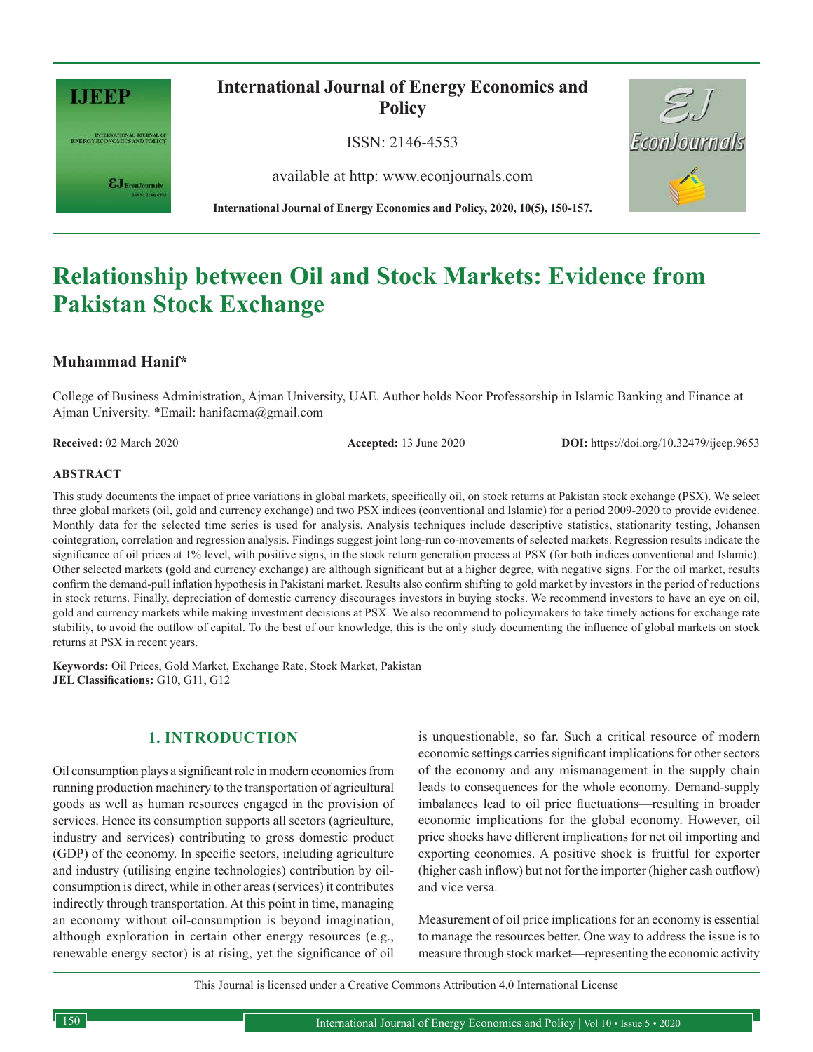International Journal of Energy Economics and Policy

ISSN: 2146-4553

available at http: www.econjournals.com

International Journal of Energy Economics and Policy, 2020, 10(5), 150-157.

# Relationship between Oil and Stock Markets: Evidence from Pakistan Stock Exchange

**Muhammad Hanif***

College of Business Administration, Ajman University, UAE. Author holds Noor Professorship in Islamic Banking and Finance at Ajman University. *Email: hanifacma@gmail.com

**Received:** 02 March 2020 **Accepted:** 13 June 2020 **DOI:** https://doi.org/10.32479/ijeep.9653

## ABSTRACT

This study documents the impact of price variations in global markets, specifically oil, on stock returns at Pakistan stock exchange (PSX). We select three global markets (oil, gold and currency exchange) and two PSX indices (conventional and Islamic) for a period 2009-2020 to provide evidence. Monthly data for the selected time series is used for analysis. Analysis techniques include descriptive statistics, stationarity testing, Johansen cointegration, correlation and regression analysis. Findings suggest joint long-run co-movements of selected markets. Regression results indicate the significance of oil prices at 1% level, with positive signs, in the stock return generation process at PSX (for both indices conventional and Islamic). Other selected markets (gold and currency exchange) are although significant but at a higher degree, with negative signs. For the oil market, results confirm the demand-pull inflation hypothesis in Pakistani market. Results also confirm shifting to gold market by investors in the period of reductions in stock returns. Finally, depreciation of domestic currency discourages investors in buying stocks. We recommend investors to have an eye on oil, gold and currency markets while making investment decisions at PSX. We also recommend to policymakers to take timely actions for exchange rate stability, to avoid the outflow of capital. To the best of our knowledge, this is the only study documenting the influence of global markets on stock returns at PSX in recent years.

**Keywords:** Oil Prices, Gold Market, Exchange Rate, Stock Market, Pakistan
**JEL Classifications:** G10, G11, G12

## 1. INTRODUCTION

Oil consumption plays a significant role in modern economies from running production machinery to the transportation of agricultural goods as well as human resources engaged in the provision of services. Hence its consumption supports all sectors (agriculture, industry and services) contributing to gross domestic product (GDP) of the economy. In specific sectors, including agriculture and industry (utilising engine technologies) contribution by oil-consumption is direct, while in other areas (services) it contributes indirectly through transportation. At this point in time, managing an economy without oil-consumption is beyond imagination, although exploration in certain other energy resources (e.g., renewable energy sector) is at rising, yet the significance of oil is unquestionable, so far. Such a critical resource of modern economic settings carries significant implications for other sectors of the economy and any mismanagement in the supply chain leads to consequences for the whole economy. Demand-supply imbalances lead to oil price fluctuations—resulting in broader economic implications for the global economy. However, oil price shocks have different implications for net oil importing and exporting economies. A positive shock is fruitful for exporter (higher cash inflow) but not for the importer (higher cash outflow) and vice versa.

Measurement of oil price implications for an economy is essential to manage the resources better. One way to address the issue is to measure through stock market—representing the economic activity

This Journal is licensed under a Creative Commons Attribution 4.0 International License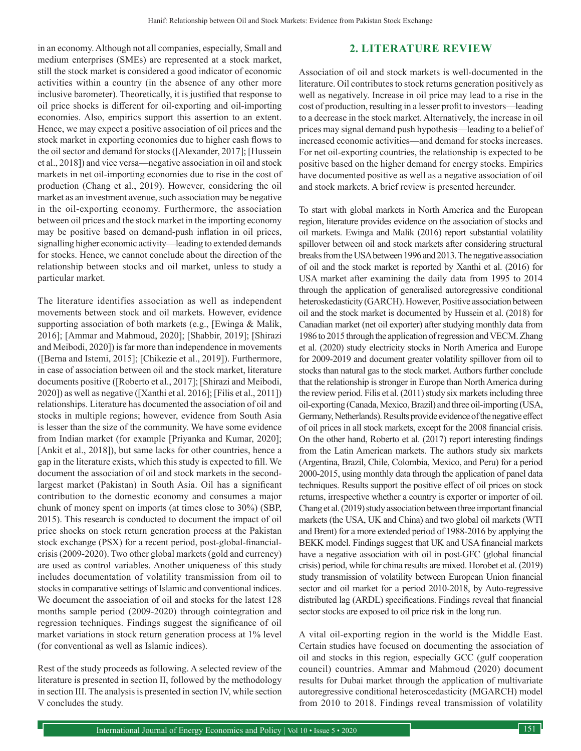in an economy. Although not all companies, especially, Small and medium enterprises (SMEs) are represented at a stock market, still the stock market is considered a good indicator of economic activities within a country (in the absence of any other more inclusive barometer). Theoretically, it is justified that response to oil price shocks is different for oil-exporting and oil-importing economies. Also, empirics support this assertion to an extent. Hence, we may expect a positive association of oil prices and the stock market in exporting economies due to higher cash flows to the oil sector and demand for stocks ([Alexander, 2017]; [Hussein et al., 2018]) and vice versa—negative association in oil and stock markets in net oil-importing economies due to rise in the cost of production (Chang et al., 2019). However, considering the oil market as an investment avenue, such association may be negative in the oil-exporting economy. Furthermore, the association between oil prices and the stock market in the importing economy may be positive based on demand-push inflation in oil prices, signalling higher economic activity—leading to extended demands for stocks. Hence, we cannot conclude about the direction of the relationship between stocks and oil market, unless to study a particular market.

The literature identifies association as well as independent movements between stock and oil markets. However, evidence supporting association of both markets (e.g., [Ewinga & Malik, 2016]; [Ammar and Mahmoud, 2020]; [Shabbir, 2019]; [Shirazi and Meibodi, 2020]) is far more than independence in movements ([Berna and Istemi, 2015]; [Chikezie et al., 2019]). Furthermore, in case of association between oil and the stock market, literature documents positive ([Roberto et al., 2017]; [Shirazi and Meibodi, 2020]) as well as negative ([Xanthi et al. 2016]; [Filis et al., 2011]) relationships. Literature has documented the association of oil and stocks in multiple regions; however, evidence from South Asia is lesser than the size of the community. We have some evidence from Indian market (for example [Priyanka and Kumar, 2020]; [Ankit et al., 2018]), but same lacks for other countries, hence a gap in the literature exists, which this study is expected to fill. We document the association of oil and stock markets in the second-largest market (Pakistan) in South Asia. Oil has a significant contribution to the domestic economy and consumes a major chunk of money spent on imports (at times close to 30%) (SBP, 2015). This research is conducted to document the impact of oil price shocks on stock return generation process at the Pakistan stock exchange (PSX) for a recent period, post-global-financial-crisis (2009-2020). Two other global markets (gold and currency) are used as control variables. Another uniqueness of this study includes documentation of volatility transmission from oil to stocks in comparative settings of Islamic and conventional indices. We document the association of oil and stocks for the latest 128 months sample period (2009-2020) through cointegration and regression techniques. Findings suggest the significance of oil market variations in stock return generation process at 1% level (for conventional as well as Islamic indices).

Rest of the study proceeds as following. A selected review of the literature is presented in section II, followed by the methodology in section III. The analysis is presented in section IV, while section V concludes the study.

## 2. LITERATURE REVIEW

Association of oil and stock markets is well-documented in the literature. Oil contributes to stock returns generation positively as well as negatively. Increase in oil price may lead to a rise in the cost of production, resulting in a lesser profit to investors—leading to a decrease in the stock market. Alternatively, the increase in oil prices may signal demand push hypothesis—leading to a belief of increased economic activities—and demand for stocks increases. For net oil-exporting countries, the relationship is expected to be positive based on the higher demand for energy stocks. Empirics have documented positive as well as a negative association of oil and stock markets. A brief review is presented hereunder.

To start with global markets in North America and the European region, literature provides evidence on the association of stocks and oil markets. Ewinga and Malik (2016) report substantial volatility spillover between oil and stock markets after considering structural breaks from the USA between 1996 and 2013. The negative association of oil and the stock market is reported by Xanthi et al. (2016) for USA market after examining the daily data from 1995 to 2014 through the application of generalised autoregressive conditional heteroskedasticity (GARCH). However, Positive association between oil and the stock market is documented by Hussein et al. (2018) for Canadian market (net oil exporter) after studying monthly data from 1986 to 2015 through the application of regression and VECM. Zhang et al. (2020) study electricity stocks in North America and Europe for 2009-2019 and document greater volatility spillover from oil to stocks than natural gas to the stock market. Authors further conclude that the relationship is stronger in Europe than North America during the review period. Filis et al. (2011) study six markets including three oil-exporting (Canada, Mexico, Brazil) and three oil-importing (USA, Germany, Netherlands). Results provide evidence of the negative effect of oil prices in all stock markets, except for the 2008 financial crisis. On the other hand, Roberto et al. (2017) report interesting findings from the Latin American markets. The authors study six markets (Argentina, Brazil, Chile, Colombia, Mexico, and Peru) for a period 2000-2015, using monthly data through the application of panel data techniques. Results support the positive effect of oil prices on stock returns, irrespective whether a country is exporter or importer of oil. Chang et al. (2019) study association between three important financial markets (the USA, UK and China) and two global oil markets (WTI and Brent) for a more extended period of 1988-2016 by applying the BEKK model. Findings suggest that UK and USA financial markets have a negative association with oil in post-GFC (global financial crisis) period, while for china results are mixed. Horobet et al. (2019) study transmission of volatility between European Union financial sector and oil market for a period 2010-2018, by Auto-regressive distributed lag (ARDL) specifications. Findings reveal that financial sector stocks are exposed to oil price risk in the long run.

A vital oil-exporting region in the world is the Middle East. Certain studies have focused on documenting the association of oil and stocks in this region, especially GCC (gulf cooperation council) countries. Ammar and Mahmoud (2020) document results for Dubai market through the application of multivariate autoregressive conditional heteroscedasticity (MGARCH) model from 2010 to 2018. Findings reveal transmission of volatility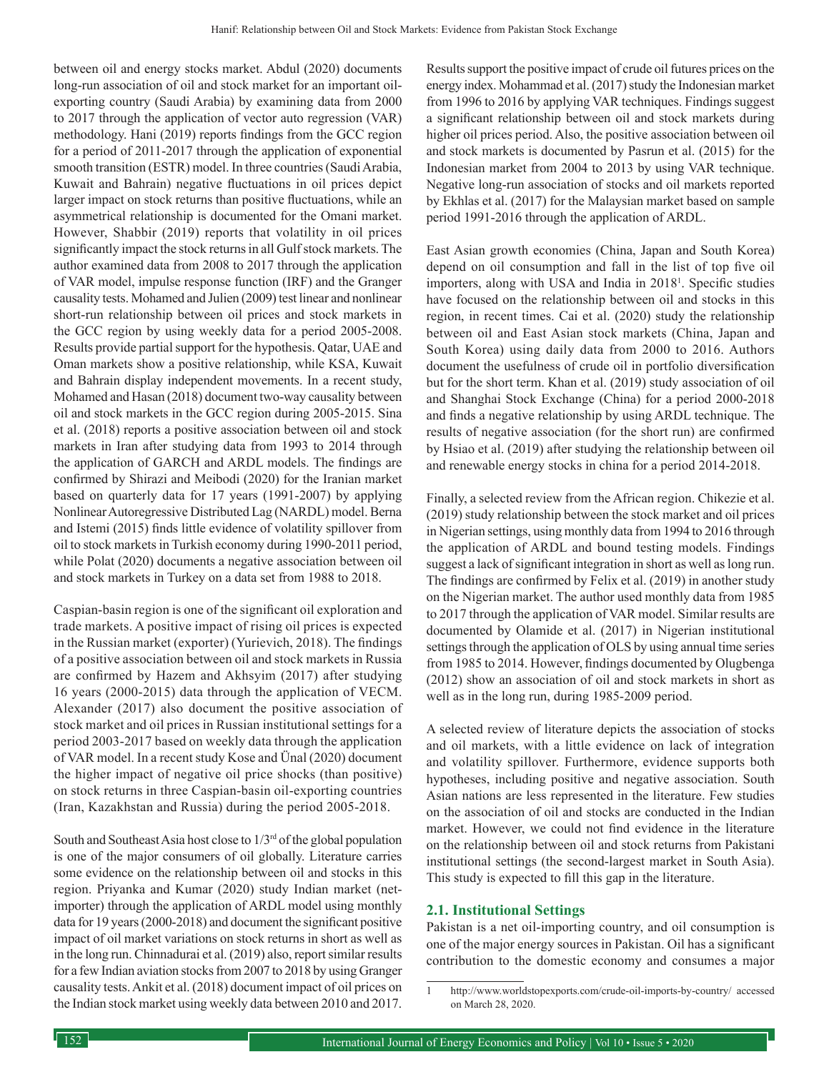between oil and energy stocks market. Abdul (2020) documents long-run association of oil and stock market for an important oil-exporting country (Saudi Arabia) by examining data from 2000 to 2017 through the application of vector auto regression (VAR) methodology. Hani (2019) reports findings from the GCC region for a period of 2011-2017 through the application of exponential smooth transition (ESTR) model. In three countries (Saudi Arabia, Kuwait and Bahrain) negative fluctuations in oil prices depict larger impact on stock returns than positive fluctuations, while an asymmetrical relationship is documented for the Omani market. However, Shabbir (2019) reports that volatility in oil prices significantly impact the stock returns in all Gulf stock markets. The author examined data from 2008 to 2017 through the application of VAR model, impulse response function (IRF) and the Granger causality tests. Mohamed and Julien (2009) test linear and nonlinear short-run relationship between oil prices and stock markets in the GCC region by using weekly data for a period 2005-2008. Results provide partial support for the hypothesis. Qatar, UAE and Oman markets show a positive relationship, while KSA, Kuwait and Bahrain display independent movements. In a recent study, Mohamed and Hasan (2018) document two-way causality between oil and stock markets in the GCC region during 2005-2015. Sina et al. (2018) reports a positive association between oil and stock markets in Iran after studying data from 1993 to 2014 through the application of GARCH and ARDL models. The findings are confirmed by Shirazi and Meibodi (2020) for the Iranian market based on quarterly data for 17 years (1991-2007) by applying Nonlinear Autoregressive Distributed Lag (NARDL) model. Berna and Istemi (2015) finds little evidence of volatility spillover from oil to stock markets in Turkish economy during 1990-2011 period, while Polat (2020) documents a negative association between oil and stock markets in Turkey on a data set from 1988 to 2018.

Caspian-basin region is one of the significant oil exploration and trade markets. A positive impact of rising oil prices is expected in the Russian market (exporter) (Yurievich, 2018). The findings of a positive association between oil and stock markets in Russia are confirmed by Hazem and Akhsyim (2017) after studying 16 years (2000-2015) data through the application of VECM. Alexander (2017) also document the positive association of stock market and oil prices in Russian institutional settings for a period 2003-2017 based on weekly data through the application of VAR model. In a recent study Kose and Ünal (2020) document the higher impact of negative oil price shocks (than positive) on stock returns in three Caspian-basin oil-exporting countries (Iran, Kazakhstan and Russia) during the period 2005-2018.

South and Southeast Asia host close to 1/3rd of the global population is one of the major consumers of oil globally. Literature carries some evidence on the relationship between oil and stocks in this region. Priyanka and Kumar (2020) study Indian market (net-importer) through the application of ARDL model using monthly data for 19 years (2000-2018) and document the significant positive impact of oil market variations on stock returns in short as well as in the long run. Chinnadurai et al. (2019) also, report similar results for a few Indian aviation stocks from 2007 to 2018 by using Granger causality tests. Ankit et al. (2018) document impact of oil prices on the Indian stock market using weekly data between 2010 and 2017. Results support the positive impact of crude oil futures prices on the energy index. Mohammad et al. (2017) study the Indonesian market from 1996 to 2016 by applying VAR techniques. Findings suggest a significant relationship between oil and stock markets during higher oil prices period. Also, the positive association between oil and stock markets is documented by Pasrun et al. (2015) for the Indonesian market from 2004 to 2013 by using VAR technique. Negative long-run association of stocks and oil markets reported by Ekhlas et al. (2017) for the Malaysian market based on sample period 1991-2016 through the application of ARDL.

East Asian growth economies (China, Japan and South Korea) depend on oil consumption and fall in the list of top five oil importers, along with USA and India in 2018[1]. Specific studies have focused on the relationship between oil and stocks in this region, in recent times. Cai et al. (2020) study the relationship between oil and East Asian stock markets (China, Japan and South Korea) using daily data from 2000 to 2016. Authors document the usefulness of crude oil in portfolio diversification but for the short term. Khan et al. (2019) study association of oil and Shanghai Stock Exchange (China) for a period 2000-2018 and finds a negative relationship by using ARDL technique. The results of negative association (for the short run) are confirmed by Hsiao et al. (2019) after studying the relationship between oil and renewable energy stocks in china for a period 2014-2018.

Finally, a selected review from the African region. Chikezie et al. (2019) study relationship between the stock market and oil prices in Nigerian settings, using monthly data from 1994 to 2016 through the application of ARDL and bound testing models. Findings suggest a lack of significant integration in short as well as long run. The findings are confirmed by Felix et al. (2019) in another study on the Nigerian market. The author used monthly data from 1985 to 2017 through the application of VAR model. Similar results are documented by Olamide et al. (2017) in Nigerian institutional settings through the application of OLS by using annual time series from 1985 to 2014. However, findings documented by Olugbenga (2012) show an association of oil and stock markets in short as well as in the long run, during 1985-2009 period.

A selected review of literature depicts the association of stocks and oil markets, with a little evidence on lack of integration and volatility spillover. Furthermore, evidence supports both hypotheses, including positive and negative association. South Asian nations are less represented in the literature. Few studies on the association of oil and stocks are conducted in the Indian market. However, we could not find evidence in the literature on the relationship between oil and stock returns from Pakistani institutional settings (the second-largest market in South Asia). This study is expected to fill this gap in the literature.

### 2.1. Institutional Settings

Pakistan is a net oil-importing country, and oil consumption is one of the major energy sources in Pakistan. Oil has a significant contribution to the domestic economy and consumes a major

1 http://www.worldstopexports.com/crude-oil-imports-by-country/ accessed on March 28, 2020.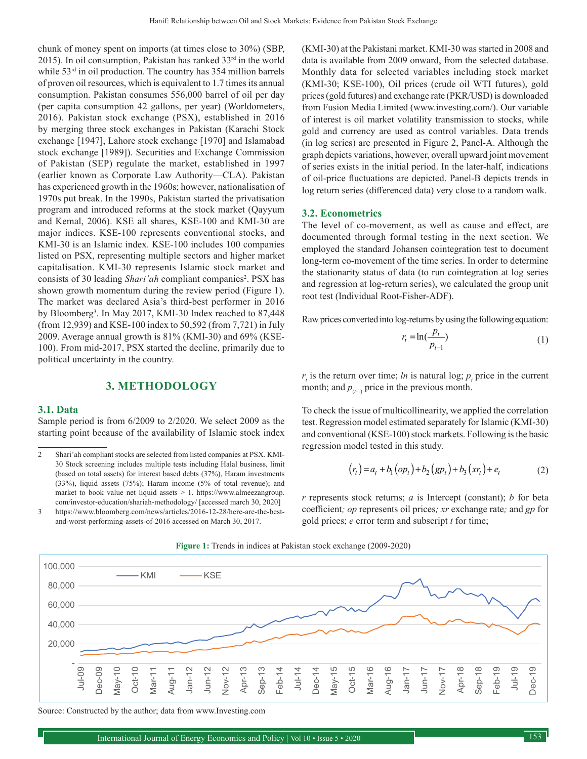chunk of money spent on imports (at times close to 30%) (SBP, 2015). In oil consumption, Pakistan has ranked 33rd in the world while 53rd in oil production. The country has 354 million barrels of proven oil resources, which is equivalent to 1.7 times its annual consumption. Pakistan consumes 556,000 barrel of oil per day (per capita consumption 42 gallons, per year) (Worldometers, 2016). Pakistan stock exchange (PSX), established in 2016 by merging three stock exchanges in Pakistan (Karachi Stock exchange [1947], Lahore stock exchange [1970] and Islamabad stock exchange [1989]). Securities and Exchange Commission of Pakistan (SEP) regulate the market, established in 1997 (earlier known as Corporate Law Authority—CLA). Pakistan has experienced growth in the 1960s; however, nationalisation of 1970s put break. In the 1990s, Pakistan started the privatisation program and introduced reforms at the stock market (Qayyum and Kemal, 2006). KSE all shares, KSE-100 and KMI-30 are major indices. KSE-100 represents conventional stocks, and KMI-30 is an Islamic index. KSE-100 includes 100 companies listed on PSX, representing multiple sectors and higher market capitalisation. KMI-30 represents Islamic stock market and consists of 30 leading *Shari'ah* compliant companies[2]. PSX has shown growth momentum during the review period (Figure 1). The market was declared Asia's third-best performer in 2016 by Bloomberg[3]. In May 2017, KMI-30 Index reached to 87,448 (from 12,939) and KSE-100 index to 50,592 (from 7,721) in July 2009. Average annual growth is 81% (KMI-30) and 69% (KSE-100). From mid-2017, PSX started the decline, primarily due to political uncertainty in the country.

## 3. METHODOLOGY

### 3.1. Data

Sample period is from 6/2009 to 2/2020. We select 2009 as the starting point because of the availability of Islamic stock index (KMI-30) at the Pakistani market. KMI-30 was started in 2008 and data is available from 2009 onward, from the selected database. Monthly data for selected variables including stock market (KMI-30; KSE-100), Oil prices (crude oil WTI futures), gold prices (gold futures) and exchange rate (PKR/USD) is downloaded from Fusion Media Limited (www.investing.com/). Our variable of interest is oil market volatility transmission to stocks, while gold and currency are used as control variables. Data trends (in log series) are presented in Figure 2, Panel-A. Although the graph depicts variations, however, overall upward joint movement of series exists in the initial period. In the later-half, indications of oil-price fluctuations are depicted. Panel-B depicts trends in log return series (differenced data) very close to a random walk.

### 3.2. Econometrics

The level of co-movement, as well as cause and effect, are documented through formal testing in the next section. We employed the standard Johansen cointegration test to document long-term co-movement of the time series. In order to determine the stationarity status of data (to run cointegration at log series and regression at log-return series), we calculated the group unit root test (Individual Root-Fisher-ADF).

Raw prices converted into log-returns by using the following equation:

$$r_t = \ln\left(\frac{p_t}{p_{t-1}}\right) \tag{1}$$

$r_t$ is the return over time; *ln* is natural log; $p_t$ price in the current month; and $p_{(t-1)}$ price in the previous month.

To check the issue of multicollinearity, we applied the correlation test. Regression model estimated separately for Islamic (KMI-30) and conventional (KSE-100) stock markets. Following is the basic regression model tested in this study.

$$(r_t) = a_t + b_1(op_t) + b_2(gp_t) + b_3(xr_t) + e_t \tag{2}$$

*r* represents stock returns; *a* is Intercept (constant); *b* for beta coefficient; *op* represents oil prices; *xr* exchange rate; and *gp* for gold prices; *e* error term and subscript *t* for time;

**Figure 1:** Trends in indices at Pakistan stock exchange (2009-2020)

100,000
80,000
60,000
40,000
20,000
-

KMI
KSE

Jul-09, Dec-09, May-10, Oct-10, Mar-11, Aug-11, Jan-12, Jun-12, Nov-12, Apr-13, Sep-13, Feb-14, Jul-14, Dec-14, May-15, Oct-15, Mar-16, Aug-16, Jan-17, Jun-17, Nov-17, Apr-18, Sep-18, Feb-19, Jul-19, Dec-19

Source: Constructed by the author; data from www.Investing.com

---

2 Shari'ah compliant stocks are selected from listed companies at PSX. KMI-30 Stock screening includes multiple tests including Halal business, limit (based on total assets) for interest based debts (37%), Haram investments (33%), liquid assets (75%); Haram income (5% of total revenue); and market to book value net liquid assets > 1. https://www.almeezangroup.com/investor-education/shariah-methodology/ [accessed march 30, 2020]

3 https://www.bloomberg.com/news/articles/2016-12-28/here-are-the-best-and-worst-performing-assets-of-2016 accessed on March 30, 2017.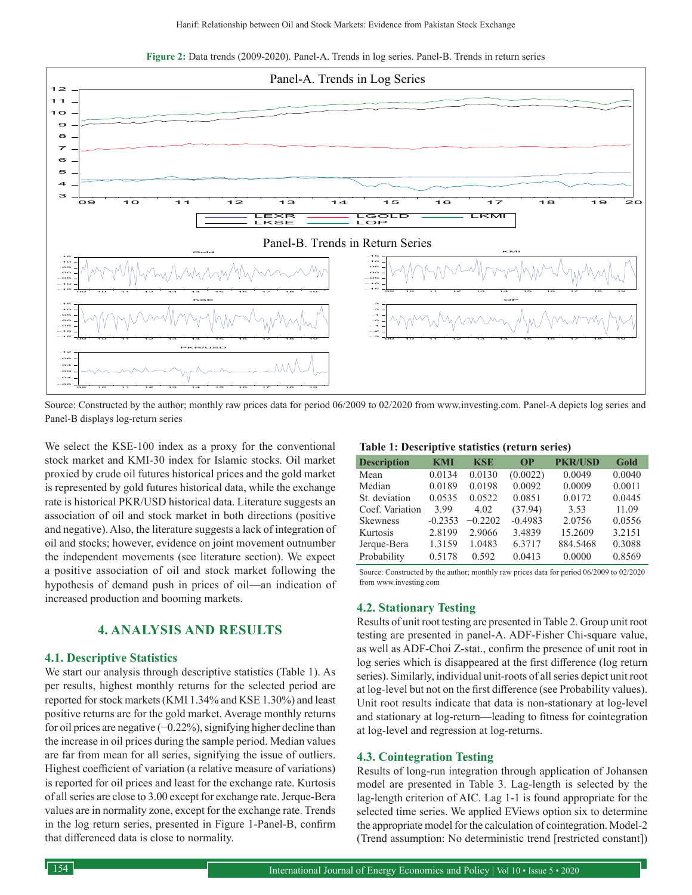**Figure 2:** Data trends (2009-2020). Panel-A. Trends in log series. Panel-B. Trends in return series

Panel-A. Trends in Log Series

12
11
10
9
8
7
6
5
4
3

09 10 11 12 13 14 15 16 17 18 19 20

LEXR LGOLD LKMI
LKSE LOP

Panel-B. Trends in Return Series

Gold

KMI

KSE

OP

PKR/USD

Source: Constructed by the author; monthly raw prices data for period 06/2009 to 02/2020 from www.investing.com. Panel-A depicts log series and Panel-B displays log-return series

We select the KSE-100 index as a proxy for the conventional stock market and KMI-30 index for Islamic stocks. Oil market proxied by crude oil futures historical prices and the gold market is represented by gold futures historical data, while the exchange rate is historical PKR/USD historical data. Literature suggests an association of oil and stock market in both directions (positive and negative). Also, the literature suggests a lack of integration of oil and stocks; however, evidence on joint movement outnumber the independent movements (see literature section). We expect a positive association of oil and stock market following the hypothesis of demand push in prices of oil—an indication of increased production and booming markets.

## 4. ANALYSIS AND RESULTS

### 4.1. Descriptive Statistics

We start our analysis through descriptive statistics (Table 1). As per results, highest monthly returns for the selected period are reported for stock markets (KMI 1.34% and KSE 1.30%) and least positive returns are for the gold market. Average monthly returns for oil prices are negative (−0.22%), signifying higher decline than the increase in oil prices during the sample period. Median values are far from mean for all series, signifying the issue of outliers. Highest coefficient of variation (a relative measure of variations) is reported for oil prices and least for the exchange rate. Kurtosis of all series are close to 3.00 except for exchange rate. Jerque-Bera values are in normality zone, except for the exchange rate. Trends in the log return series, presented in Figure 1-Panel-B, confirm that differenced data is close to normality.

**Table 1: Descriptive statistics (return series)**

| Description | KMI | KSE | OP | PKR/USD | Gold |
|---|---|---|---|---|---|
| Mean | 0.0134 | 0.0130 | (0.0022) | 0.0049 | 0.0040 |
| Median | 0.0189 | 0.0198 | 0.0092 | 0.0009 | 0.0011 |
| St. deviation | 0.0535 | 0.0522 | 0.0851 | 0.0172 | 0.0445 |
| Coef. Variation | 3.99 | 4.02 | (37.94) | 3.53 | 11.09 |
| Skewness | -0.2353 | −0.2202 | -0.4983 | 2.0756 | 0.0556 |
| Kurtosis | 2.8199 | 2.9066 | 3.4839 | 15.2609 | 3.2151 |
| Jerque-Bera | 1.3159 | 1.0483 | 6.3717 | 884.5468 | 0.3088 |
| Probability | 0.5178 | 0.592 | 0.0413 | 0.0000 | 0.8569 |

Source: Constructed by the author; monthly raw prices data for period 06/2009 to 02/2020 from www.investing.com

### 4.2. Stationary Testing

Results of unit root testing are presented in Table 2. Group unit root testing are presented in panel-A. ADF-Fisher Chi-square value, as well as ADF-Choi Z-stat., confirm the presence of unit root in log series which is disappeared at the first difference (log return series). Similarly, individual unit-roots of all series depict unit root at log-level but not on the first difference (see Probability values). Unit root results indicate that data is non-stationary at log-level and stationary at log-return—leading to fitness for cointegration at log-level and regression at log-returns.

### 4.3. Cointegration Testing

Results of long-run integration through application of Johansen model are presented in Table 3. Lag-length is selected by the lag-length criterion of AIC. Lag 1-1 is found appropriate for the selected time series. We applied EViews option six to determine the appropriate model for the calculation of cointegration. Model-2 (Trend assumption: No deterministic trend [restricted constant])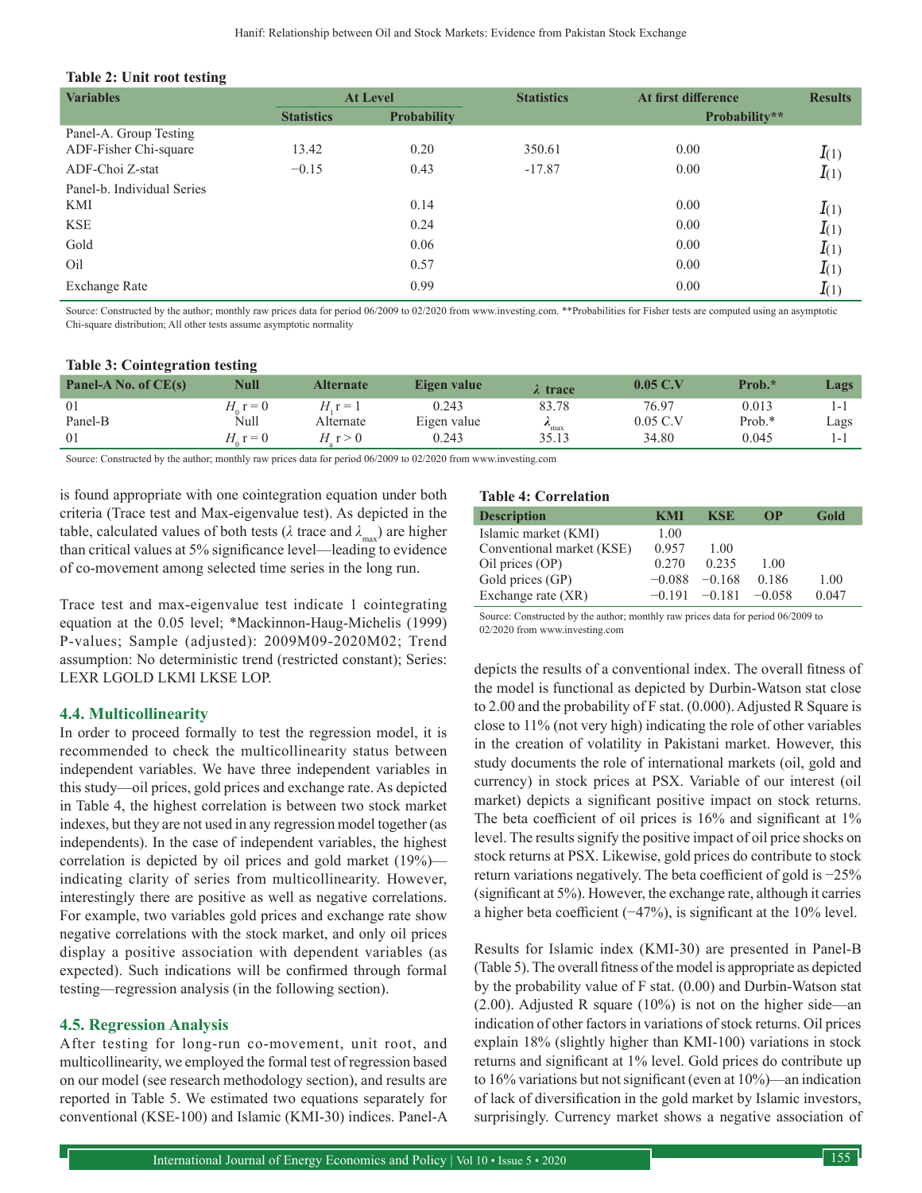**Table 2: Unit root testing**

| Variables | At Level | | At first difference | | Results |
|---|---|---|---|---|---|
| | Statistics | Probability | Statistics | Probability** | |
| Panel-A. Group Testing | | | | | |
| ADF-Fisher Chi-square | 13.42 | 0.20 | 350.61 | 0.00 | $I_{(1)}$ |
| ADF-Choi Z-stat | −0.15 | 0.43 | -17.87 | 0.00 | $I_{(1)}$ |
| Panel-b. Individual Series | | | | | |
| KMI | | 0.14 | | 0.00 | $I_{(1)}$ |
| KSE | | 0.24 | | 0.00 | $I_{(1)}$ |
| Gold | | 0.06 | | 0.00 | $I_{(1)}$ |
| Oil | | 0.57 | | 0.00 | $I_{(1)}$ |
| Exchange Rate | | 0.99 | | 0.00 | $I_{(1)}$ |

Source: Constructed by the author; monthly raw prices data for period 06/2009 to 02/2020 from www.investing.com. **Probabilities for Fisher tests are computed using an asymptotic Chi-square distribution; All other tests assume asymptotic normality

**Table 3: Cointegration testing**

| Panel-A No. of CE(s) | Null | Alternate | Eigen value | $\lambda$ trace | 0.05 C.V | Prob.* | Lags |
|---|---|---|---|---|---|---|---|
| 01 | $H_0$ r = 0 | $H_1$ r = 1 | 0.243 | 83.78 | 76.97 | 0.013 | 1-1 |
| Panel-B | Null | Alternate | Eigen value | $\lambda_{max}$ | 0.05 C.V | Prob.* | Lags |
| 01 | $H_0$ r = 0 | $H_a$ r > 0 | 0.243 | 35.13 | 34.80 | 0.045 | 1-1 |

Source: Constructed by the author; monthly raw prices data for period 06/2009 to 02/2020 from www.investing.com

is found appropriate with one cointegration equation under both criteria (Trace test and Max-eigenvalue test). As depicted in the table, calculated values of both tests ($\lambda$ trace and $\lambda_{max}$) are higher than critical values at 5% significance level—leading to evidence of co-movement among selected time series in the long run.

Trace test and max-eigenvalue test indicate 1 cointegrating equation at the 0.05 level; *Mackinnon-Haug-Michelis (1999) P-values; Sample (adjusted): 2009M09-2020M02; Trend assumption: No deterministic trend (restricted constant); Series: LEXR LGOLD LKMI LKSE LOP.

### 4.4. Multicollinearity

In order to proceed formally to test the regression model, it is recommended to check the multicollinearity status between independent variables. We have three independent variables in this study—oil prices, gold prices and exchange rate. As depicted in Table 4, the highest correlation is between two stock market indexes, but they are not used in any regression model together (as independents). In the case of independent variables, the highest correlation is depicted by oil prices and gold market (19%)—indicating clarity of series from multicollinearity. However, interestingly there are positive as well as negative correlations. For example, two variables gold prices and exchange rate show negative correlations with the stock market, and only oil prices display a positive association with dependent variables (as expected). Such indications will be confirmed through formal testing—regression analysis (in the following section).

### 4.5. Regression Analysis

After testing for long-run co-movement, unit root, and multicollinearity, we employed the formal test of regression based on our model (see research methodology section), and results are reported in Table 5. We estimated two equations separately for conventional (KSE-100) and Islamic (KMI-30) indices. Panel-A depicts the results of a conventional index. The overall fitness of the model is functional as depicted by Durbin-Watson stat close to 2.00 and the probability of F stat. (0.000). Adjusted R Square is close to 11% (not very high) indicating the role of other variables in the creation of volatility in Pakistani market. However, this study documents the role of international markets (oil, gold and currency) in stock prices at PSX. Variable of our interest (oil market) depicts a significant positive impact on stock returns. The beta coefficient of oil prices is 16% and significant at 1% level. The results signify the positive impact of oil price shocks on stock returns at PSX. Likewise, gold prices do contribute to stock return variations negatively. The beta coefficient of gold is −25% (significant at 5%). However, the exchange rate, although it carries a higher beta coefficient (−47%), is significant at the 10% level.

**Table 4: Correlation**

| Description | KMI | KSE | OP | Gold |
|---|---|---|---|---|
| Islamic market (KMI) | 1.00 | | | |
| Conventional market (KSE) | 0.957 | 1.00 | | |
| Oil prices (OP) | 0.270 | 0.235 | 1.00 | |
| Gold prices (GP) | −0.088 | −0.168 | 0.186 | 1.00 |
| Exchange rate (XR) | −0.191 | −0.181 | −0.058 | 0.047 |

Source: Constructed by the author; monthly raw prices data for period 06/2009 to 02/2020 from www.investing.com

Results for Islamic index (KMI-30) are presented in Panel-B (Table 5). The overall fitness of the model is appropriate as depicted by the probability value of F stat. (0.00) and Durbin-Watson stat (2.00). Adjusted R square (10%) is not on the higher side—an indication of other factors in variations of stock returns. Oil prices explain 18% (slightly higher than KMI-100) variations in stock returns and significant at 1% level. Gold prices do contribute up to 16% variations but not significant (even at 10%)—an indication of lack of diversification in the gold market by Islamic investors, surprisingly. Currency market shows a negative association of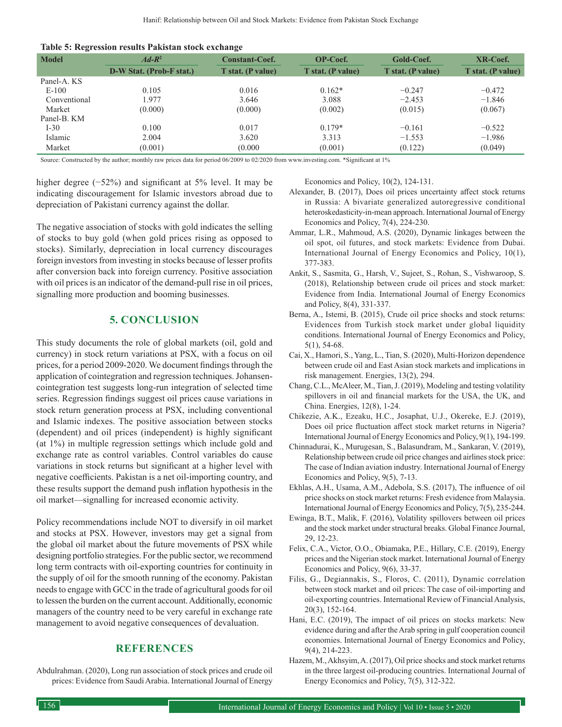**Table 5: Regression results Pakistan stock exchange**

| Model | $Ad\text{-}R^2$ | Constant-Coef. | OP-Coef. | Gold-Coef. | XR-Coef. |
|---|---|---|---|---|---|
| | D-W Stat. (Prob-F stat.) | T stat. (P value) | T stat. (P value) | T stat. (P value) | T stat. (P value) |
| Panel-A. KS | | | | | |
| E-100 | 0.105 | 0.016 | 0.162* | −0.247 | −0.472 |
| Conventional | 1.977 | 3.646 | 3.088 | −2.453 | −1.846 |
| Market | (0.000) | (0.000) | (0.002) | (0.015) | (0.067) |
| Panel-B. KM | | | | | |
| I-30 | 0.100 | 0.017 | 0.179* | −0.161 | −0.522 |
| Islamic | 2.004 | 3.620 | 3.313 | −1.553 | −1.986 |
| Market | (0.001) | (0.000 | (0.001) | (0.122) | (0.049) |

Source: Constructed by the author; monthly raw prices data for period 06/2009 to 02/2020 from www.investing.com. *Significant at 1%

higher degree (−52%) and significant at 5% level. It may be indicating discouragement for Islamic investors abroad due to depreciation of Pakistani currency against the dollar.

The negative association of stocks with gold indicates the selling of stocks to buy gold (when gold prices rising as opposed to stocks). Similarly, depreciation in local currency discourages foreign investors from investing in stocks because of lesser profits after conversion back into foreign currency. Positive association with oil prices is an indicator of the demand-pull rise in oil prices, signalling more production and booming businesses.

## 5. CONCLUSION

This study documents the role of global markets (oil, gold and currency) in stock return variations at PSX, with a focus on oil prices, for a period 2009-2020. We document findings through the application of cointegration and regression techniques. Johansen-cointegration test suggests long-run integration of selected time series. Regression findings suggest oil prices cause variations in stock return generation process at PSX, including conventional and Islamic indexes. The positive association between stocks (dependent) and oil prices (independent) is highly significant (at 1%) in multiple regression settings which include gold and exchange rate as control variables. Control variables do cause variations in stock returns but significant at a higher level with negative coefficients. Pakistan is a net oil-importing country, and these results support the demand push inflation hypothesis in the oil market—signalling for increased economic activity.

Policy recommendations include NOT to diversify in oil market and stocks at PSX. However, investors may get a signal from the global oil market about the future movements of PSX while designing portfolio strategies. For the public sector, we recommend long term contracts with oil-exporting countries for continuity in the supply of oil for the smooth running of the economy. Pakistan needs to engage with GCC in the trade of agricultural goods for oil to lessen the burden on the current account. Additionally, economic managers of the country need to be very careful in exchange rate management to avoid negative consequences of devaluation.

## REFERENCES

Abdulrahman. (2020), Long run association of stock prices and crude oil prices: Evidence from Saudi Arabia. International Journal of Energy Economics and Policy, 10(2), 124-131.

Alexander, B. (2017), Does oil prices uncertainty affect stock returns in Russia: A bivariate generalized autoregressive conditional heteroskedasticity-in-mean approach. International Journal of Energy Economics and Policy, 7(4), 224-230.

Ammar, L.R., Mahmoud, A.S. (2020), Dynamic linkages between the oil spot, oil futures, and stock markets: Evidence from Dubai. International Journal of Energy Economics and Policy, 10(1), 377-383.

Ankit, S., Sasmita, G., Harsh, V., Sujeet, S., Rohan, S., Vishwaroop, S. (2018), Relationship between crude oil prices and stock market: Evidence from India. International Journal of Energy Economics and Policy, 8(4), 331-337.

Berna, A., Istemi, B. (2015), Crude oil price shocks and stock returns: Evidences from Turkish stock market under global liquidity conditions. International Journal of Energy Economics and Policy, 5(1), 54-68.

Cai, X., Hamori, S., Yang, L., Tian, S. (2020), Multi-Horizon dependence between crude oil and East Asian stock markets and implications in risk management. Energies, 13(2), 294.

Chang, C.L., McAleer, M., Tian, J. (2019), Modeling and testing volatility spillovers in oil and financial markets for the USA, the UK, and China. Energies, 12(8), 1-24.

Chikezie, A.K., Ezeaku, H.C., Josaphat, U.J., Okereke, E.J. (2019), Does oil price fluctuation affect stock market returns in Nigeria? International Journal of Energy Economics and Policy, 9(1), 194-199.

Chinnadurai, K., Murugesan, S., Balasundram, M., Sankaran, V. (2019), Relationship between crude oil price changes and airlines stock price: The case of Indian aviation industry. International Journal of Energy Economics and Policy, 9(5), 7-13.

Ekhlas, A.H., Usama, A.M., Adebola, S.S. (2017), The influence of oil price shocks on stock market returns: Fresh evidence from Malaysia. International Journal of Energy Economics and Policy, 7(5), 235-244.

Ewinga, B.T., Malik, F. (2016), Volatility spillovers between oil prices and the stock market under structural breaks. Global Finance Journal, 29, 12-23.

Felix, C.A., Victor, O.O., Obiamaka, P.E., Hillary, C.E. (2019), Energy prices and the Nigerian stock market. International Journal of Energy Economics and Policy, 9(6), 33-37.

Filis, G., Degiannakis, S., Floros, C. (2011), Dynamic correlation between stock market and oil prices: The case of oil-importing and oil-exporting countries. International Review of Financial Analysis, 20(3), 152-164.

Hani, E.C. (2019), The impact of oil prices on stocks markets: New evidence during and after the Arab spring in gulf cooperation council economies. International Journal of Energy Economics and Policy, 9(4), 214-223.

Hazem, M., Akhsyim, A. (2017), Oil price shocks and stock market returns in the three largest oil-producing countries. International Journal of Energy Economics and Policy, 7(5), 312-322.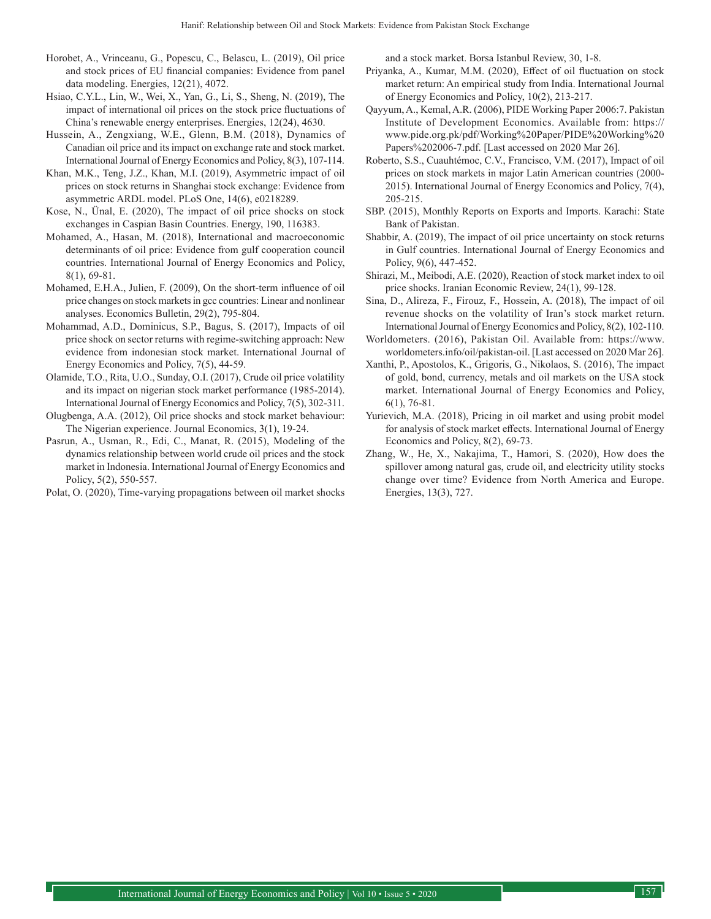Horobet, A., Vrinceanu, G., Popescu, C., Belascu, L. (2019), Oil price and stock prices of EU financial companies: Evidence from panel data modeling. Energies, 12(21), 4072.

Hsiao, C.Y.L., Lin, W., Wei, X., Yan, G., Li, S., Sheng, N. (2019), The impact of international oil prices on the stock price fluctuations of China's renewable energy enterprises. Energies, 12(24), 4630.

Hussein, A., Zengxiang, W.E., Glenn, B.M. (2018), Dynamics of Canadian oil price and its impact on exchange rate and stock market. International Journal of Energy Economics and Policy, 8(3), 107-114.

Khan, M.K., Teng, J.Z., Khan, M.I. (2019), Asymmetric impact of oil prices on stock returns in Shanghai stock exchange: Evidence from asymmetric ARDL model. PLoS One, 14(6), e0218289.

Kose, N., Ünal, E. (2020), The impact of oil price shocks on stock exchanges in Caspian Basin Countries. Energy, 190, 116383.

Mohamed, A., Hasan, M. (2018), International and macroeconomic determinants of oil price: Evidence from gulf cooperation council countries. International Journal of Energy Economics and Policy, 8(1), 69-81.

Mohamed, E.H.A., Julien, F. (2009), On the short-term influence of oil price changes on stock markets in gcc countries: Linear and nonlinear analyses. Economics Bulletin, 29(2), 795-804.

Mohammad, A.D., Dominicus, S.P., Bagus, S. (2017), Impacts of oil price shock on sector returns with regime-switching approach: New evidence from indonesian stock market. International Journal of Energy Economics and Policy, 7(5), 44-59.

Olamide, T.O., Rita, U.O., Sunday, O.I. (2017), Crude oil price volatility and its impact on nigerian stock market performance (1985-2014). International Journal of Energy Economics and Policy, 7(5), 302-311.

Olugbenga, A.A. (2012), Oil price shocks and stock market behaviour: The Nigerian experience. Journal Economics, 3(1), 19-24.

Pasrun, A., Usman, R., Edi, C., Manat, R. (2015), Modeling of the dynamics relationship between world crude oil prices and the stock market in Indonesia. International Journal of Energy Economics and Policy, 5(2), 550-557.

Polat, O. (2020), Time-varying propagations between oil market shocks and a stock market. Borsa Istanbul Review, 30, 1-8.

Priyanka, A., Kumar, M.M. (2020), Effect of oil fluctuation on stock market return: An empirical study from India. International Journal of Energy Economics and Policy, 10(2), 213-217.

Qayyum, A., Kemal, A.R. (2006), PIDE Working Paper 2006:7. Pakistan Institute of Development Economics. Available from: https://www.pide.org.pk/pdf/Working%20Paper/PIDE%20Working%20Papers%202006-7.pdf. [Last accessed on 2020 Mar 26].

Roberto, S.S., Cuauhtémoc, C.V., Francisco, V.M. (2017), Impact of oil prices on stock markets in major Latin American countries (2000-2015). International Journal of Energy Economics and Policy, 7(4), 205-215.

SBP. (2015), Monthly Reports on Exports and Imports. Karachi: State Bank of Pakistan.

Shabbir, A. (2019), The impact of oil price uncertainty on stock returns in Gulf countries. International Journal of Energy Economics and Policy, 9(6), 447-452.

Shirazi, M., Meibodi, A.E. (2020), Reaction of stock market index to oil price shocks. Iranian Economic Review, 24(1), 99-128.

Sina, D., Alireza, F., Firouz, F., Hossein, A. (2018), The impact of oil revenue shocks on the volatility of Iran's stock market return. International Journal of Energy Economics and Policy, 8(2), 102-110.

Worldometers. (2016), Pakistan Oil. Available from: https://www.worldometers.info/oil/pakistan-oil. [Last accessed on 2020 Mar 26].

Xanthi, P., Apostolos, K., Grigoris, G., Nikolaos, S. (2016), The impact of gold, bond, currency, metals and oil markets on the USA stock market. International Journal of Energy Economics and Policy, 6(1), 76-81.

Yurievich, M.A. (2018), Pricing in oil market and using probit model for analysis of stock market effects. International Journal of Energy Economics and Policy, 8(2), 69-73.

Zhang, W., He, X., Nakajima, T., Hamori, S. (2020), How does the spillover among natural gas, crude oil, and electricity utility stocks change over time? Evidence from North America and Europe. Energies, 13(3), 727.